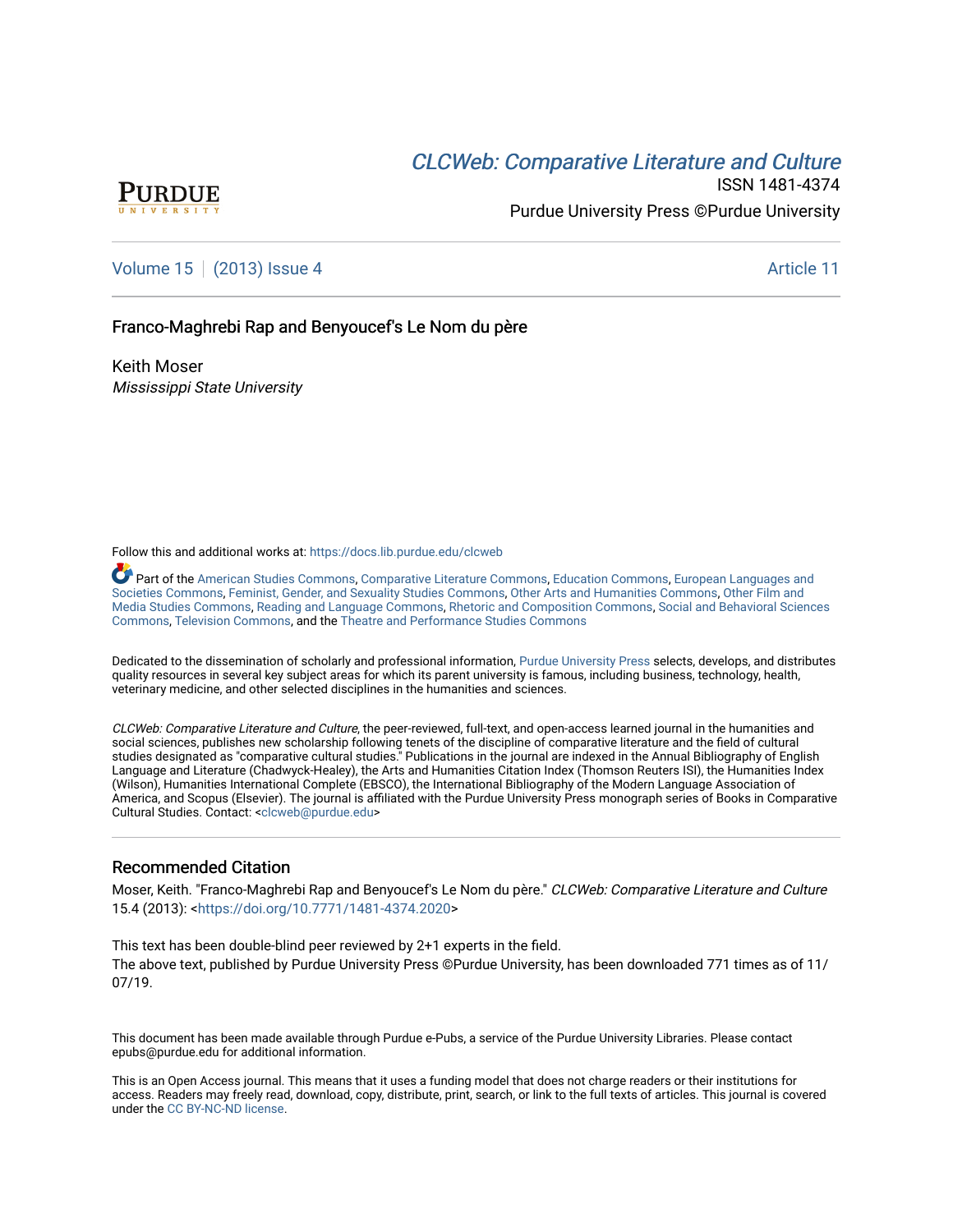# CLCWeb: Comparative Literature and Culture

ISSN 1481-4374

Purdue University Press ©Purdue University

Volume 15 | (2013) Issue 4 Article 11

## Franco-Maghrebi Rap and Benyoucef's Le Nom du père

Keith Moser
*Mississippi State University*

Follow this and additional works at: https://docs.lib.purdue.edu/clcweb

Part of the American Studies Commons, Comparative Literature Commons, Education Commons, European Languages and Societies Commons, Feminist, Gender, and Sexuality Studies Commons, Other Arts and Humanities Commons, Other Film and Media Studies Commons, Reading and Language Commons, Rhetoric and Composition Commons, Social and Behavioral Sciences Commons, Television Commons, and the Theatre and Performance Studies Commons

Dedicated to the dissemination of scholarly and professional information, Purdue University Press selects, develops, and distributes quality resources in several key subject areas for which its parent university is famous, including business, technology, health, veterinary medicine, and other selected disciplines in the humanities and sciences.

*CLCWeb: Comparative Literature and Culture*, the peer-reviewed, full-text, and open-access learned journal in the humanities and social sciences, publishes new scholarship following tenets of the discipline of comparative literature and the field of cultural studies designated as "comparative cultural studies." Publications in the journal are indexed in the Annual Bibliography of English Language and Literature (Chadwyck-Healey), the Arts and Humanities Citation Index (Thomson Reuters ISI), the Humanities Index (Wilson), Humanities International Complete (EBSCO), the International Bibliography of the Modern Language Association of America, and Scopus (Elsevier). The journal is affiliated with the Purdue University Press monograph series of Books in Comparative Cultural Studies. Contact: <clcweb@purdue.edu>

### Recommended Citation

Moser, Keith. "Franco-Maghrebi Rap and Benyoucef's Le Nom du père." *CLCWeb: Comparative Literature and Culture* 15.4 (2013): <https://doi.org/10.7771/1481-4374.2020>

This text has been double-blind peer reviewed by 2+1 experts in the field.
The above text, published by Purdue University Press ©Purdue University, has been downloaded 771 times as of 11/07/19.

This document has been made available through Purdue e-Pubs, a service of the Purdue University Libraries. Please contact epubs@purdue.edu for additional information.

This is an Open Access journal. This means that it uses a funding model that does not charge readers or their institutions for access. Readers may freely read, download, copy, distribute, print, search, or link to the full texts of articles. This journal is covered under the CC BY-NC-ND license.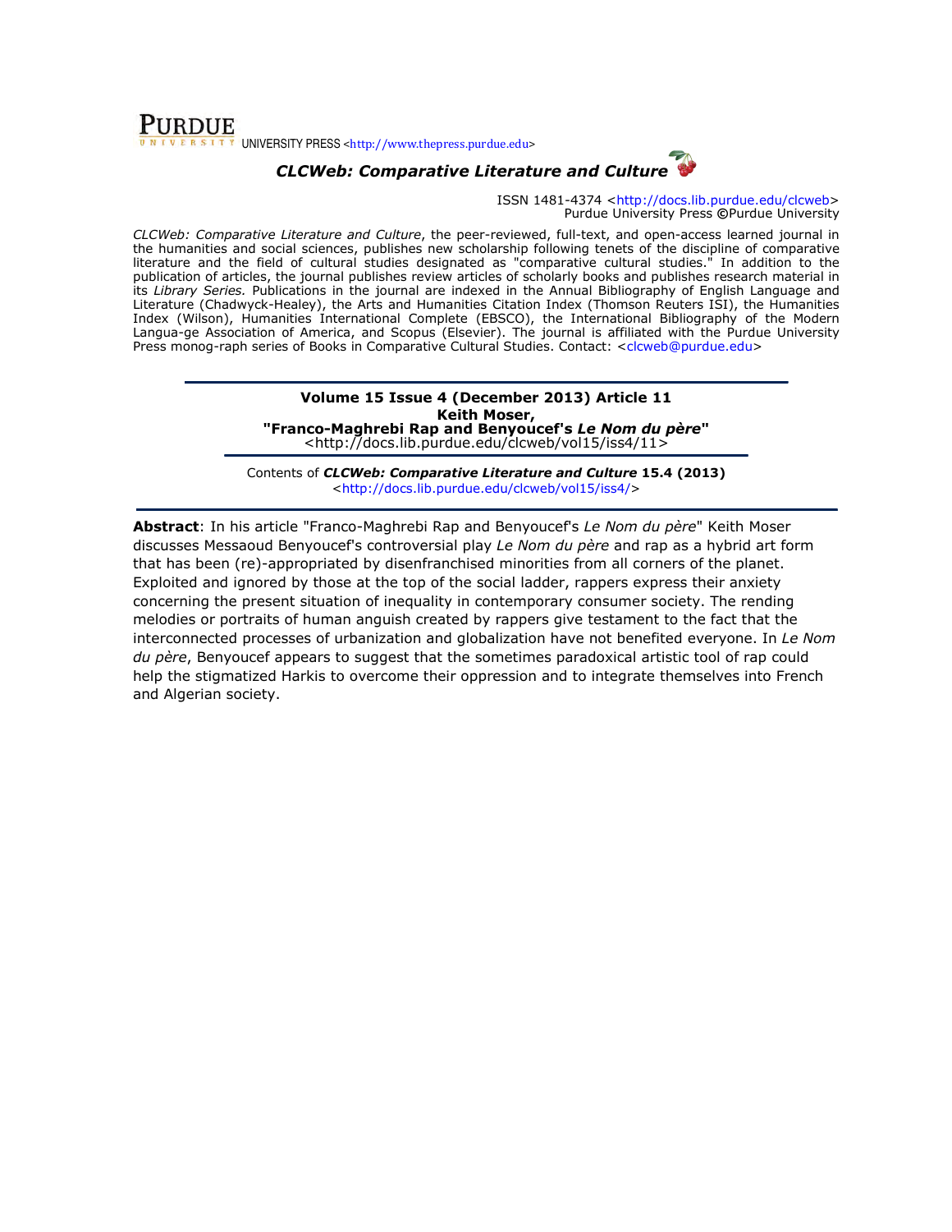**PURDUE** UNIVERSITY PRESS <http://www.thepress.purdue.edu>

***CLCWeb: Comparative Literature and Culture***

ISSN 1481-4374 <http://docs.lib.purdue.edu/clcweb>
Purdue University Press ©Purdue University

*CLCWeb: Comparative Literature and Culture*, the peer-reviewed, full-text, and open-access learned journal in the humanities and social sciences, publishes new scholarship following tenets of the discipline of comparative literature and the field of cultural studies designated as "comparative cultural studies." In addition to the publication of articles, the journal publishes review articles of scholarly books and publishes research material in its *Library Series.* Publications in the journal are indexed in the Annual Bibliography of English Language and Literature (Chadwyck-Healey), the Arts and Humanities Citation Index (Thomson Reuters ISI), the Humanities Index (Wilson), Humanities International Complete (EBSCO), the International Bibliography of the Modern Langua-ge Association of America, and Scopus (Elsevier). The journal is affiliated with the Purdue University Press monog-raph series of Books in Comparative Cultural Studies. Contact: <clcweb@purdue.edu>

---

**Volume 15 Issue 4 (December 2013) Article 11**
**Keith Moser,**
**"Franco-Maghrebi Rap and Benyoucef's *Le Nom du père*"**
<http://docs.lib.purdue.edu/clcweb/vol15/iss4/11>

---

Contents of ***CLCWeb: Comparative Literature and Culture*** **15.4 (2013)**
<http://docs.lib.purdue.edu/clcweb/vol15/iss4/>

---

**Abstract**: In his article "Franco-Maghrebi Rap and Benyoucef's *Le Nom du père*" Keith Moser discusses Messaoud Benyoucef's controversial play *Le Nom du père* and rap as a hybrid art form that has been (re)-appropriated by disenfranchised minorities from all corners of the planet. Exploited and ignored by those at the top of the social ladder, rappers express their anxiety concerning the present situation of inequality in contemporary consumer society. The rending melodies or portraits of human anguish created by rappers give testament to the fact that the interconnected processes of urbanization and globalization have not benefited everyone. In *Le Nom du père*, Benyoucef appears to suggest that the sometimes paradoxical artistic tool of rap could help the stigmatized Harkis to overcome their oppression and to integrate themselves into French and Algerian society.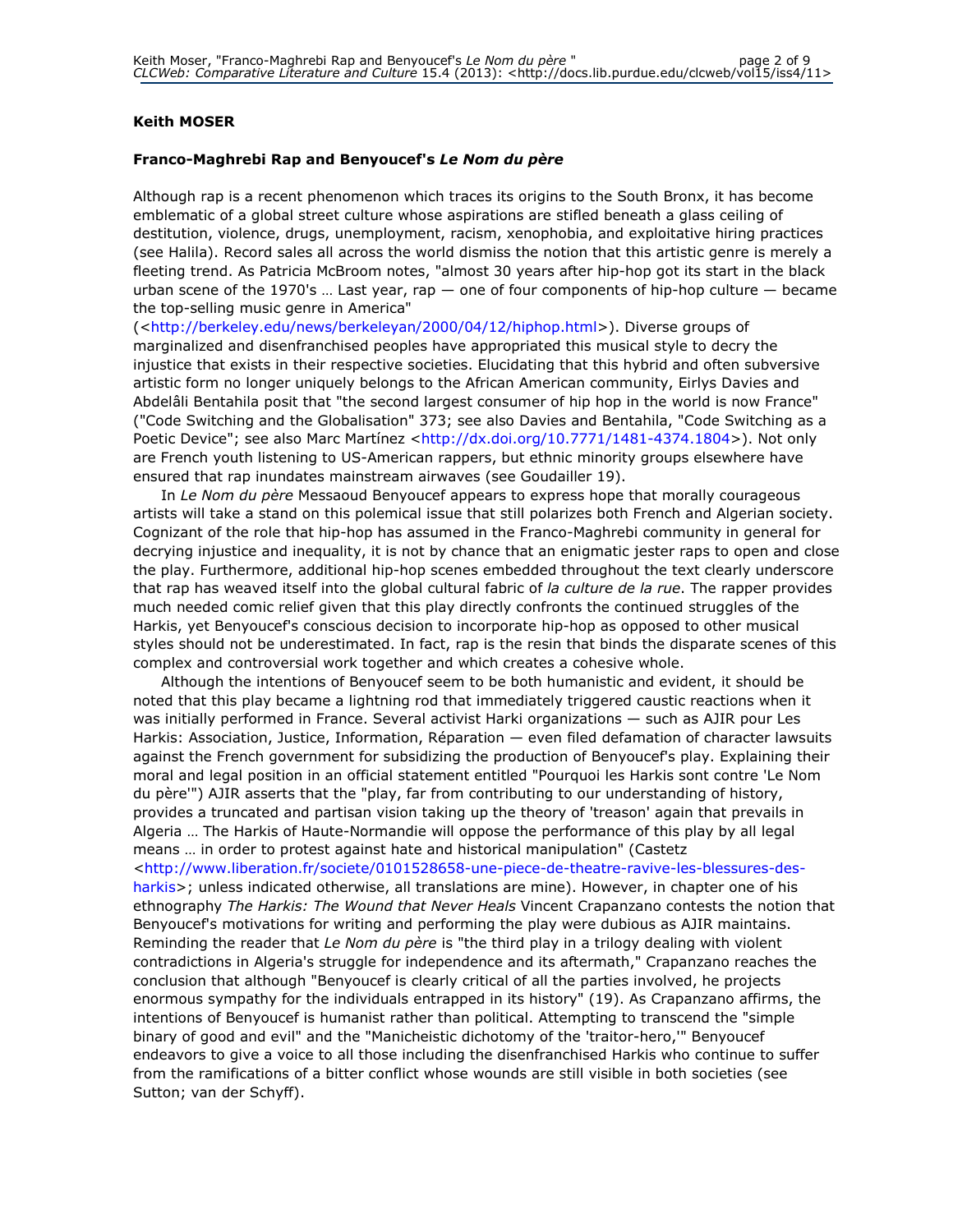**Keith MOSER**

**Franco-Maghrebi Rap and Benyoucef's *Le Nom du père***

Although rap is a recent phenomenon which traces its origins to the South Bronx, it has become emblematic of a global street culture whose aspirations are stifled beneath a glass ceiling of destitution, violence, drugs, unemployment, racism, xenophobia, and exploitative hiring practices (see Halila). Record sales all across the world dismiss the notion that this artistic genre is merely a fleeting trend. As Patricia McBroom notes, "almost 30 years after hip-hop got its start in the black urban scene of the 1970's … Last year, rap — one of four components of hip-hop culture — became the top-selling music genre in America" (<http://berkeley.edu/news/berkeleyan/2000/04/12/hiphop.html>). Diverse groups of marginalized and disenfranchised peoples have appropriated this musical style to decry the injustice that exists in their respective societies. Elucidating that this hybrid and often subversive artistic form no longer uniquely belongs to the African American community, Eirlys Davies and Abdelâli Bentahila posit that "the second largest consumer of hip hop in the world is now France" ("Code Switching and the Globalisation" 373; see also Davies and Bentahila, "Code Switching as a Poetic Device"; see also Marc Martínez <http://dx.doi.org/10.7771/1481-4374.1804>). Not only are French youth listening to US-American rappers, but ethnic minority groups elsewhere have ensured that rap inundates mainstream airwaves (see Goudailler 19).

In *Le Nom du père* Messaoud Benyoucef appears to express hope that morally courageous artists will take a stand on this polemical issue that still polarizes both French and Algerian society. Cognizant of the role that hip-hop has assumed in the Franco-Maghrebi community in general for decrying injustice and inequality, it is not by chance that an enigmatic jester raps to open and close the play. Furthermore, additional hip-hop scenes embedded throughout the text clearly underscore that rap has weaved itself into the global cultural fabric of *la culture de la rue*. The rapper provides much needed comic relief given that this play directly confronts the continued struggles of the Harkis, yet Benyoucef's conscious decision to incorporate hip-hop as opposed to other musical styles should not be underestimated. In fact, rap is the resin that binds the disparate scenes of this complex and controversial work together and which creates a cohesive whole.

Although the intentions of Benyoucef seem to be both humanistic and evident, it should be noted that this play became a lightning rod that immediately triggered caustic reactions when it was initially performed in France. Several activist Harki organizations — such as AJIR pour Les Harkis: Association, Justice, Information, Réparation — even filed defamation of character lawsuits against the French government for subsidizing the production of Benyoucef's play. Explaining their moral and legal position in an official statement entitled "Pourquoi les Harkis sont contre 'Le Nom du père'") AJIR asserts that the "play, far from contributing to our understanding of history, provides a truncated and partisan vision taking up the theory of 'treason' again that prevails in Algeria … The Harkis of Haute-Normandie will oppose the performance of this play by all legal means … in order to protest against hate and historical manipulation" (Castetz <http://www.liberation.fr/societe/0101528658-une-piece-de-theatre-ravive-les-blessures-des-harkis>; unless indicated otherwise, all translations are mine). However, in chapter one of his ethnography *The Harkis: The Wound that Never Heals* Vincent Crapanzano contests the notion that Benyoucef's motivations for writing and performing the play were dubious as AJIR maintains. Reminding the reader that *Le Nom du père* is "the third play in a trilogy dealing with violent contradictions in Algeria's struggle for independence and its aftermath," Crapanzano reaches the conclusion that although "Benyoucef is clearly critical of all the parties involved, he projects enormous sympathy for the individuals entrapped in its history" (19). As Crapanzano affirms, the intentions of Benyoucef is humanist rather than political. Attempting to transcend the "simple binary of good and evil" and the "Manicheistic dichotomy of the 'traitor-hero,'" Benyoucef endeavors to give a voice to all those including the disenfranchised Harkis who continue to suffer from the ramifications of a bitter conflict whose wounds are still visible in both societies (see Sutton; van der Schyff).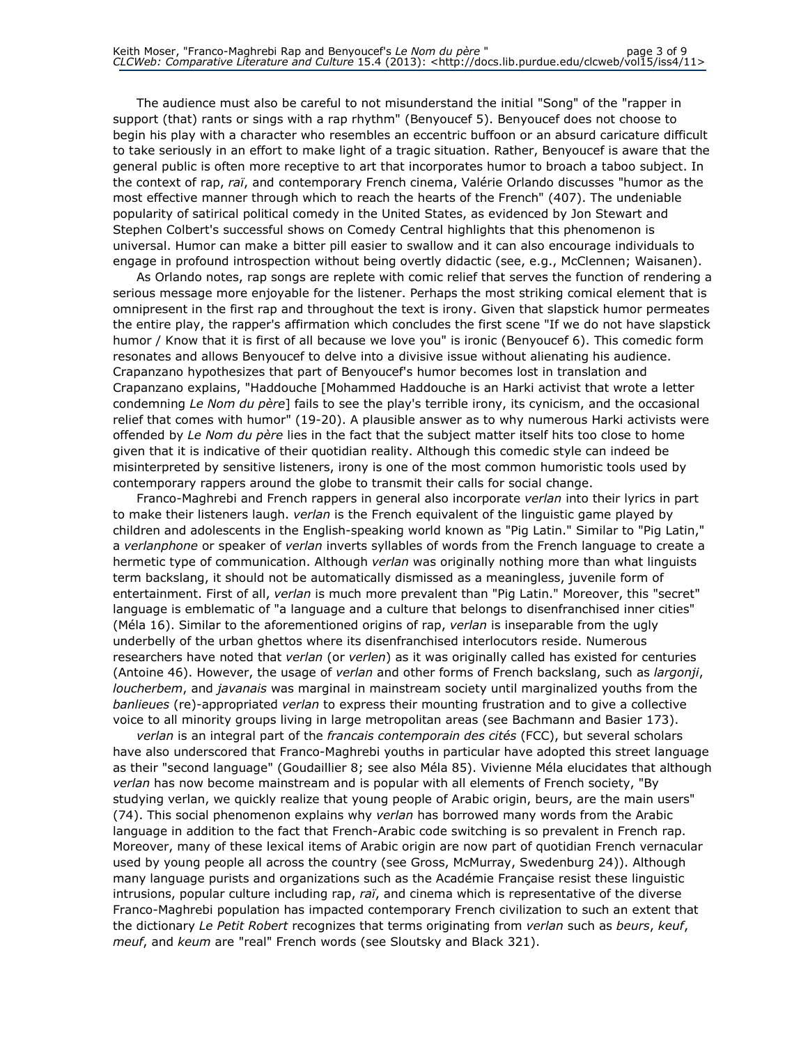The audience must also be careful to not misunderstand the initial "Song" of the "rapper in support (that) rants or sings with a rap rhythm" (Benyoucef 5). Benyoucef does not choose to begin his play with a character who resembles an eccentric buffoon or an absurd caricature difficult to take seriously in an effort to make light of a tragic situation. Rather, Benyoucef is aware that the general public is often more receptive to art that incorporates humor to broach a taboo subject. In the context of rap, *raï*, and contemporary French cinema, Valérie Orlando discusses "humor as the most effective manner through which to reach the hearts of the French" (407). The undeniable popularity of satirical political comedy in the United States, as evidenced by Jon Stewart and Stephen Colbert's successful shows on Comedy Central highlights that this phenomenon is universal. Humor can make a bitter pill easier to swallow and it can also encourage individuals to engage in profound introspection without being overtly didactic (see, e.g., McClennen; Waisanen).

As Orlando notes, rap songs are replete with comic relief that serves the function of rendering a serious message more enjoyable for the listener. Perhaps the most striking comical element that is omnipresent in the first rap and throughout the text is irony. Given that slapstick humor permeates the entire play, the rapper's affirmation which concludes the first scene "If we do not have slapstick humor / Know that it is first of all because we love you" is ironic (Benyoucef 6). This comedic form resonates and allows Benyoucef to delve into a divisive issue without alienating his audience. Crapanzano hypothesizes that part of Benyoucef's humor becomes lost in translation and Crapanzano explains, "Haddouche [Mohammed Haddouche is an Harki activist that wrote a letter condemning *Le Nom du père*] fails to see the play's terrible irony, its cynicism, and the occasional relief that comes with humor" (19-20). A plausible answer as to why numerous Harki activists were offended by *Le Nom du père* lies in the fact that the subject matter itself hits too close to home given that it is indicative of their quotidian reality. Although this comedic style can indeed be misinterpreted by sensitive listeners, irony is one of the most common humoristic tools used by contemporary rappers around the globe to transmit their calls for social change.

Franco-Maghrebi and French rappers in general also incorporate *verlan* into their lyrics in part to make their listeners laugh. *verlan* is the French equivalent of the linguistic game played by children and adolescents in the English-speaking world known as "Pig Latin." Similar to "Pig Latin," a *verlanphone* or speaker of *verlan* inverts syllables of words from the French language to create a hermetic type of communication. Although *verlan* was originally nothing more than what linguists term backslang, it should not be automatically dismissed as a meaningless, juvenile form of entertainment. First of all, *verlan* is much more prevalent than "Pig Latin." Moreover, this "secret" language is emblematic of "a language and a culture that belongs to disenfranchised inner cities" (Méla 16). Similar to the aforementioned origins of rap, *verlan* is inseparable from the ugly underbelly of the urban ghettos where its disenfranchised interlocutors reside. Numerous researchers have noted that *verlan* (or *verlen*) as it was originally called has existed for centuries (Antoine 46). However, the usage of *verlan* and other forms of French backslang, such as *largonji*, *loucherbem*, and *javanais* was marginal in mainstream society until marginalized youths from the *banlieues* (re)-appropriated *verlan* to express their mounting frustration and to give a collective voice to all minority groups living in large metropolitan areas (see Bachmann and Basier 173).

*verlan* is an integral part of the *francais contemporain des cités* (FCC), but several scholars have also underscored that Franco-Maghrebi youths in particular have adopted this street language as their "second language" (Goudaillier 8; see also Méla 85). Vivienne Méla elucidates that although *verlan* has now become mainstream and is popular with all elements of French society, "By studying verlan, we quickly realize that young people of Arabic origin, beurs, are the main users" (74). This social phenomenon explains why *verlan* has borrowed many words from the Arabic language in addition to the fact that French-Arabic code switching is so prevalent in French rap. Moreover, many of these lexical items of Arabic origin are now part of quotidian French vernacular used by young people all across the country (see Gross, McMurray, Swedenburg 24)). Although many language purists and organizations such as the Académie Française resist these linguistic intrusions, popular culture including rap, *raï*, and cinema which is representative of the diverse Franco-Maghrebi population has impacted contemporary French civilization to such an extent that the dictionary *Le Petit Robert* recognizes that terms originating from *verlan* such as *beurs*, *keuf*, *meuf*, and *keum* are "real" French words (see Sloutsky and Black 321).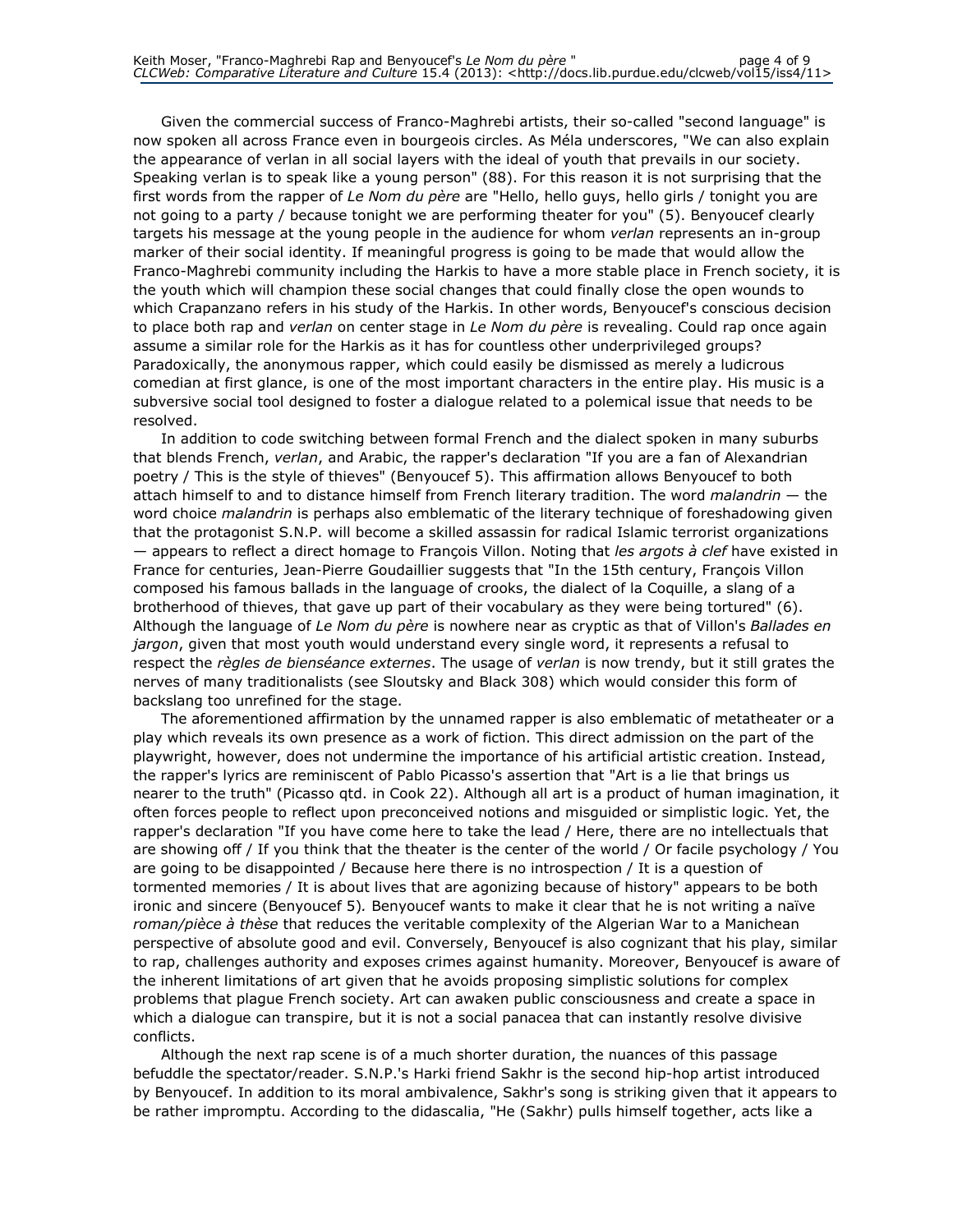Given the commercial success of Franco-Maghrebi artists, their so-called "second language" is now spoken all across France even in bourgeois circles. As Méla underscores, "We can also explain the appearance of verlan in all social layers with the ideal of youth that prevails in our society. Speaking verlan is to speak like a young person" (88). For this reason it is not surprising that the first words from the rapper of *Le Nom du père* are "Hello, hello guys, hello girls / tonight you are not going to a party / because tonight we are performing theater for you" (5). Benyoucef clearly targets his message at the young people in the audience for whom *verlan* represents an in-group marker of their social identity. If meaningful progress is going to be made that would allow the Franco-Maghrebi community including the Harkis to have a more stable place in French society, it is the youth which will champion these social changes that could finally close the open wounds to which Crapanzano refers in his study of the Harkis. In other words, Benyoucef's conscious decision to place both rap and *verlan* on center stage in *Le Nom du père* is revealing. Could rap once again assume a similar role for the Harkis as it has for countless other underprivileged groups? Paradoxically, the anonymous rapper, which could easily be dismissed as merely a ludicrous comedian at first glance, is one of the most important characters in the entire play. His music is a subversive social tool designed to foster a dialogue related to a polemical issue that needs to be resolved.

In addition to code switching between formal French and the dialect spoken in many suburbs that blends French, *verlan*, and Arabic, the rapper's declaration "If you are a fan of Alexandrian poetry / This is the style of thieves" (Benyoucef 5). This affirmation allows Benyoucef to both attach himself to and to distance himself from French literary tradition. The word *malandrin* — the word choice *malandrin* is perhaps also emblematic of the literary technique of foreshadowing given that the protagonist S.N.P. will become a skilled assassin for radical Islamic terrorist organizations — appears to reflect a direct homage to François Villon. Noting that *les argots à clef* have existed in France for centuries, Jean-Pierre Goudaillier suggests that "In the 15th century, François Villon composed his famous ballads in the language of crooks, the dialect of la Coquille, a slang of a brotherhood of thieves, that gave up part of their vocabulary as they were being tortured" (6). Although the language of *Le Nom du père* is nowhere near as cryptic as that of Villon's *Ballades en jargon*, given that most youth would understand every single word, it represents a refusal to respect the *règles de bienséance externes*. The usage of *verlan* is now trendy, but it still grates the nerves of many traditionalists (see Sloutsky and Black 308) which would consider this form of backslang too unrefined for the stage.

The aforementioned affirmation by the unnamed rapper is also emblematic of metatheater or a play which reveals its own presence as a work of fiction. This direct admission on the part of the playwright, however, does not undermine the importance of his artificial artistic creation. Instead, the rapper's lyrics are reminiscent of Pablo Picasso's assertion that "Art is a lie that brings us nearer to the truth" (Picasso qtd. in Cook 22). Although all art is a product of human imagination, it often forces people to reflect upon preconceived notions and misguided or simplistic logic. Yet, the rapper's declaration "If you have come here to take the lead / Here, there are no intellectuals that are showing off / If you think that the theater is the center of the world / Or facile psychology / You are going to be disappointed / Because here there is no introspection / It is a question of tormented memories / It is about lives that are agonizing because of history" appears to be both ironic and sincere (Benyoucef 5). Benyoucef wants to make it clear that he is not writing a naïve *roman/pièce à thèse* that reduces the veritable complexity of the Algerian War to a Manichean perspective of absolute good and evil. Conversely, Benyoucef is also cognizant that his play, similar to rap, challenges authority and exposes crimes against humanity. Moreover, Benyoucef is aware of the inherent limitations of art given that he avoids proposing simplistic solutions for complex problems that plague French society. Art can awaken public consciousness and create a space in which a dialogue can transpire, but it is not a social panacea that can instantly resolve divisive conflicts.

Although the next rap scene is of a much shorter duration, the nuances of this passage befuddle the spectator/reader. S.N.P.'s Harki friend Sakhr is the second hip-hop artist introduced by Benyoucef. In addition to its moral ambivalence, Sakhr's song is striking given that it appears to be rather impromptu. According to the didascalia, "He (Sakhr) pulls himself together, acts like a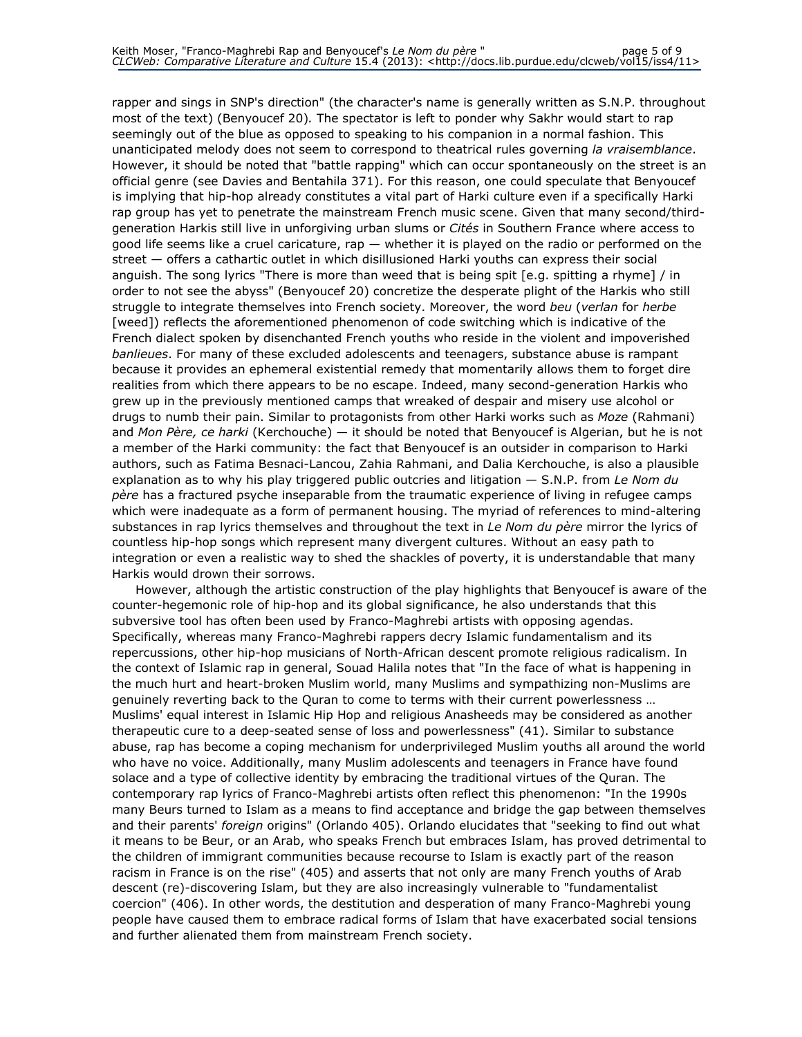rapper and sings in SNP's direction" (the character's name is generally written as S.N.P. throughout most of the text) (Benyoucef 20). The spectator is left to ponder why Sakhr would start to rap seemingly out of the blue as opposed to speaking to his companion in a normal fashion. This unanticipated melody does not seem to correspond to theatrical rules governing *la vraisemblance*. However, it should be noted that "battle rapping" which can occur spontaneously on the street is an official genre (see Davies and Bentahila 371). For this reason, one could speculate that Benyoucef is implying that hip-hop already constitutes a vital part of Harki culture even if a specifically Harki rap group has yet to penetrate the mainstream French music scene. Given that many second/third-generation Harkis still live in unforgiving urban slums or *Cités* in Southern France where access to good life seems like a cruel caricature, rap — whether it is played on the radio or performed on the street — offers a cathartic outlet in which disillusioned Harki youths can express their social anguish. The song lyrics "There is more than weed that is being spit [e.g. spitting a rhyme] / in order to not see the abyss" (Benyoucef 20) concretize the desperate plight of the Harkis who still struggle to integrate themselves into French society. Moreover, the word *beu* (*verlan* for *herbe* [weed]) reflects the aforementioned phenomenon of code switching which is indicative of the French dialect spoken by disenchanted French youths who reside in the violent and impoverished *banlieues*. For many of these excluded adolescents and teenagers, substance abuse is rampant because it provides an ephemeral existential remedy that momentarily allows them to forget dire realities from which there appears to be no escape. Indeed, many second-generation Harkis who grew up in the previously mentioned camps that wreaked of despair and misery use alcohol or drugs to numb their pain. Similar to protagonists from other Harki works such as *Moze* (Rahmani) and *Mon Père, ce harki* (Kerchouche) — it should be noted that Benyoucef is Algerian, but he is not a member of the Harki community: the fact that Benyoucef is an outsider in comparison to Harki authors, such as Fatima Besnaci-Lancou, Zahia Rahmani, and Dalia Kerchouche, is also a plausible explanation as to why his play triggered public outcries and litigation — S.N.P. from *Le Nom du père* has a fractured psyche inseparable from the traumatic experience of living in refugee camps which were inadequate as a form of permanent housing. The myriad of references to mind-altering substances in rap lyrics themselves and throughout the text in *Le Nom du père* mirror the lyrics of countless hip-hop songs which represent many divergent cultures. Without an easy path to integration or even a realistic way to shed the shackles of poverty, it is understandable that many Harkis would drown their sorrows.

However, although the artistic construction of the play highlights that Benyoucef is aware of the counter-hegemonic role of hip-hop and its global significance, he also understands that this subversive tool has often been used by Franco-Maghrebi artists with opposing agendas. Specifically, whereas many Franco-Maghrebi rappers decry Islamic fundamentalism and its repercussions, other hip-hop musicians of North-African descent promote religious radicalism. In the context of Islamic rap in general, Souad Halila notes that "In the face of what is happening in the much hurt and heart-broken Muslim world, many Muslims and sympathizing non-Muslims are genuinely reverting back to the Quran to come to terms with their current powerlessness … Muslims' equal interest in Islamic Hip Hop and religious Anasheeds may be considered as another therapeutic cure to a deep-seated sense of loss and powerlessness" (41). Similar to substance abuse, rap has become a coping mechanism for underprivileged Muslim youths all around the world who have no voice. Additionally, many Muslim adolescents and teenagers in France have found solace and a type of collective identity by embracing the traditional virtues of the Quran. The contemporary rap lyrics of Franco-Maghrebi artists often reflect this phenomenon: "In the 1990s many Beurs turned to Islam as a means to find acceptance and bridge the gap between themselves and their parents' *foreign* origins" (Orlando 405). Orlando elucidates that "seeking to find out what it means to be Beur, or an Arab, who speaks French but embraces Islam, has proved detrimental to the children of immigrant communities because recourse to Islam is exactly part of the reason racism in France is on the rise" (405) and asserts that not only are many French youths of Arab descent (re)-discovering Islam, but they are also increasingly vulnerable to "fundamentalist coercion" (406). In other words, the destitution and desperation of many Franco-Maghrebi young people have caused them to embrace radical forms of Islam that have exacerbated social tensions and further alienated them from mainstream French society.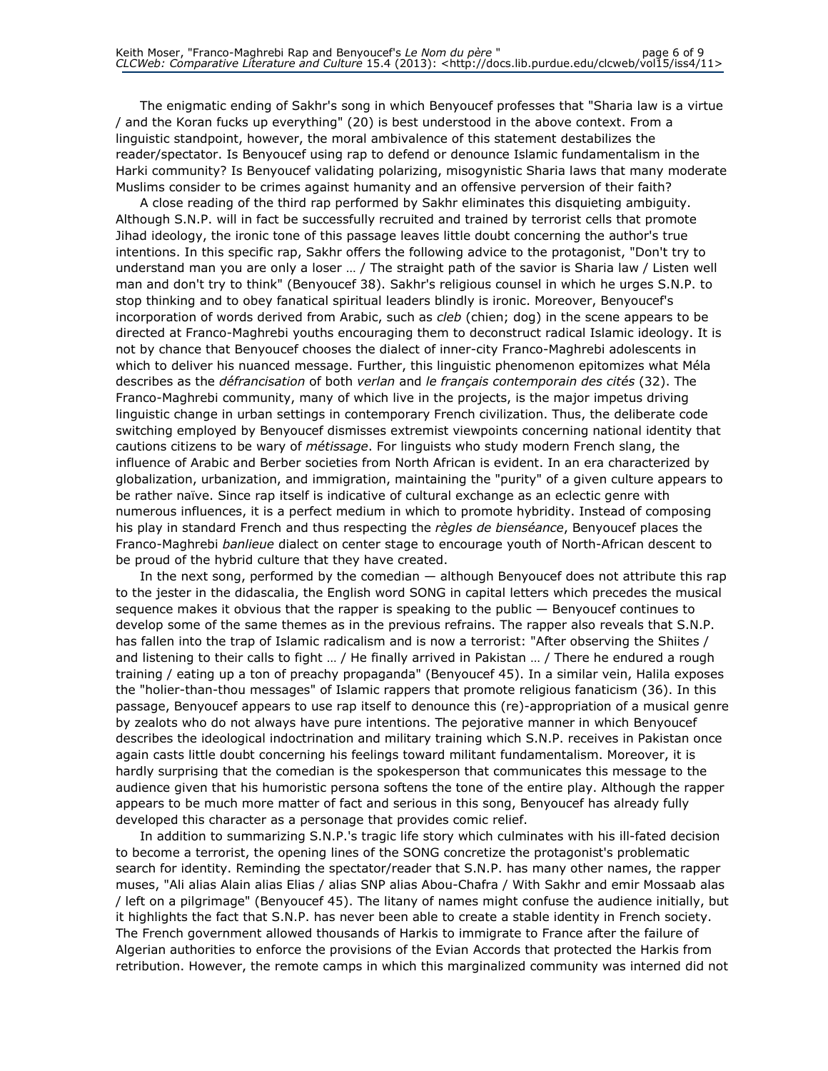The enigmatic ending of Sakhr's song in which Benyoucef professes that "Sharia law is a virtue / and the Koran fucks up everything" (20) is best understood in the above context. From a linguistic standpoint, however, the moral ambivalence of this statement destabilizes the reader/spectator. Is Benyoucef using rap to defend or denounce Islamic fundamentalism in the Harki community? Is Benyoucef validating polarizing, misogynistic Sharia laws that many moderate Muslims consider to be crimes against humanity and an offensive perversion of their faith?

A close reading of the third rap performed by Sakhr eliminates this disquieting ambiguity. Although S.N.P. will in fact be successfully recruited and trained by terrorist cells that promote Jihad ideology, the ironic tone of this passage leaves little doubt concerning the author's true intentions. In this specific rap, Sakhr offers the following advice to the protagonist, "Don't try to understand man you are only a loser … / The straight path of the savior is Sharia law / Listen well man and don't try to think" (Benyoucef 38). Sakhr's religious counsel in which he urges S.N.P. to stop thinking and to obey fanatical spiritual leaders blindly is ironic. Moreover, Benyoucef's incorporation of words derived from Arabic, such as *cleb* (chien; dog) in the scene appears to be directed at Franco-Maghrebi youths encouraging them to deconstruct radical Islamic ideology. It is not by chance that Benyoucef chooses the dialect of inner-city Franco-Maghrebi adolescents in which to deliver his nuanced message. Further, this linguistic phenomenon epitomizes what Méla describes as the *défrancisation* of both *verlan* and *le français contemporain des cités* (32). The Franco-Maghrebi community, many of which live in the projects, is the major impetus driving linguistic change in urban settings in contemporary French civilization. Thus, the deliberate code switching employed by Benyoucef dismisses extremist viewpoints concerning national identity that cautions citizens to be wary of *métissage*. For linguists who study modern French slang, the influence of Arabic and Berber societies from North Africa is evident. In an era characterized by globalization, urbanization, and immigration, maintaining the "purity" of a given culture appears to be rather naïve. Since rap itself is indicative of cultural exchange as an eclectic genre with numerous influences, it is a perfect medium in which to promote hybridity. Instead of composing his play in standard French and thus respecting the *règles de bienséance*, Benyoucef places the Franco-Maghrebi *banlieue* dialect on center stage to encourage youth of North-African descent to be proud of the hybrid culture that they have created.

In the next song, performed by the comedian — although Benyoucef does not attribute this rap to the jester in the didascalia, the English word SONG in capital letters which precedes the musical sequence makes it obvious that the rapper is speaking to the public — Benyoucef continues to develop some of the same themes as in the previous refrains. The rapper also reveals that S.N.P. has fallen into the trap of Islamic radicalism and is now a terrorist: "After observing the Shiites / and listening to their calls to fight … / He finally arrived in Pakistan … / There he endured a rough training / eating up a ton of preachy propaganda" (Benyoucef 45). In a similar vein, Halila exposes the "holier-than-thou messages" of Islamic rappers that promote religious fanaticism (36). In this passage, Benyoucef appears to use rap itself to denounce this (re)-appropriation of a musical genre by zealots who do not always have pure intentions. The pejorative manner in which Benyoucef describes the ideological indoctrination and military training which S.N.P. receives in Pakistan once again casts little doubt concerning his feelings toward militant fundamentalism. Moreover, it is hardly surprising that the comedian is the spokesperson that communicates this message to the audience given that his humoristic persona softens the tone of the entire play. Although the rapper appears to be much more matter of fact and serious in this song, Benyoucef has already fully developed this character as a personage that provides comic relief.

In addition to summarizing S.N.P.'s tragic life story which culminates with his ill-fated decision to become a terrorist, the opening lines of the SONG concretize the protagonist's problematic search for identity. Reminding the spectator/reader that S.N.P. has many other names, the rapper muses, "Ali alias Alain alias Elias / alias SNP alias Abou-Chafra / With Sakhr and emir Mossaab alas / left on a pilgrimage" (Benyoucef 45). The litany of names might confuse the audience initially, but it highlights the fact that S.N.P. has never been able to create a stable identity in French society. The French government allowed thousands of Harkis to immigrate to France after the failure of Algerian authorities to enforce the provisions of the Evian Accords that protected the Harkis from retribution. However, the remote camps in which this marginalized community was interned did not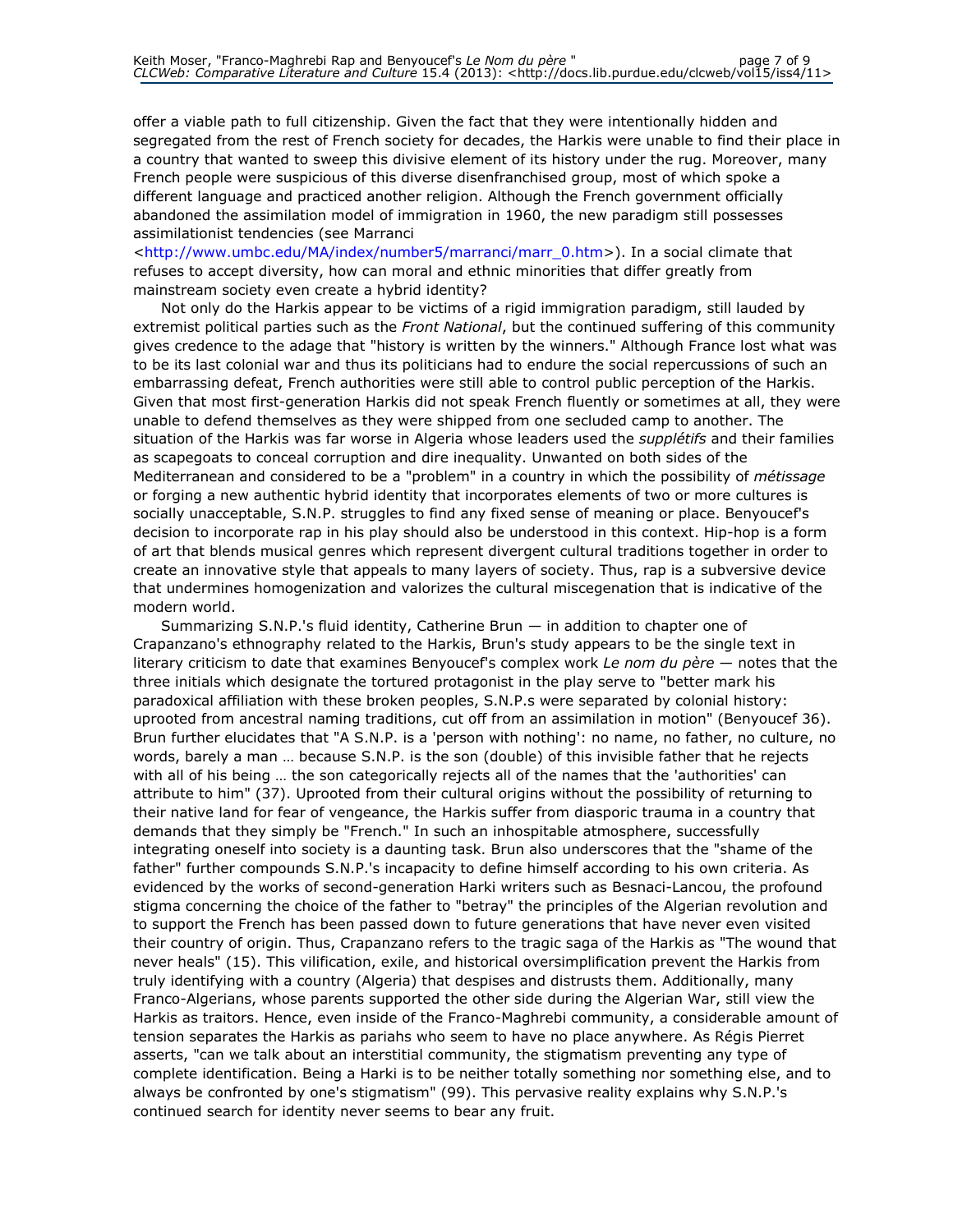offer a viable path to full citizenship. Given the fact that they were intentionally hidden and segregated from the rest of French society for decades, the Harkis were unable to find their place in a country that wanted to sweep this divisive element of its history under the rug. Moreover, many French people were suspicious of this diverse disenfranchised group, most of which spoke a different language and practiced another religion. Although the French government officially abandoned the assimilation model of immigration in 1960, the new paradigm still possesses assimilationist tendencies (see Marranci <http://www.umbc.edu/MA/index/number5/marranci/marr_0.htm>). In a social climate that refuses to accept diversity, how can moral and ethnic minorities that differ greatly from mainstream society even create a hybrid identity?

Not only do the Harkis appear to be victims of a rigid immigration paradigm, still lauded by extremist political parties such as the *Front National*, but the continued suffering of this community gives credence to the adage that "history is written by the winners." Although France lost what was to be its last colonial war and thus its politicians had to endure the social repercussions of such an embarrassing defeat, French authorities were still able to control public perception of the Harkis. Given that most first-generation Harkis did not speak French fluently or sometimes at all, they were unable to defend themselves as they were shipped from one secluded camp to another. The situation of the Harkis was far worse in Algeria whose leaders used the *supplétifs* and their families as scapegoats to conceal corruption and dire inequality. Unwanted on both sides of the Mediterranean and considered to be a "problem" in a country in which the possibility of *métissage* or forging a new authentic hybrid identity that incorporates elements of two or more cultures is socially unacceptable, S.N.P. struggles to find any fixed sense of meaning or place. Benyoucef's decision to incorporate rap in his play should also be understood in this context. Hip-hop is a form of art that blends musical genres which represent divergent cultural traditions together in order to create an innovative style that appeals to many layers of society. Thus, rap is a subversive device that undermines homogenization and valorizes the cultural miscegenation that is indicative of the modern world.

Summarizing S.N.P.'s fluid identity, Catherine Brun — in addition to chapter one of Crapanzano's ethnography related to the Harkis, Brun's study appears to be the single text in literary criticism to date that examines Benyoucef's complex work *Le nom du père* — notes that the three initials which designate the tortured protagonist in the play serve to "better mark his paradoxical affiliation with these broken peoples, S.N.P.s were separated by colonial history: uprooted from ancestral naming traditions, cut off from an assimilation in motion" (Benyoucef 36). Brun further elucidates that "A S.N.P. is a 'person with nothing': no name, no father, no culture, no words, barely a man … because S.N.P. is the son (double) of this invisible father that he rejects with all of his being … the son categorically rejects all of the names that the 'authorities' can attribute to him" (37). Uprooted from their cultural origins without the possibility of returning to their native land for fear of vengeance, the Harkis suffer from diasporic trauma in a country that demands that they simply be "French." In such an inhospitable atmosphere, successfully integrating oneself into society is a daunting task. Brun also underscores that the "shame of the father" further compounds S.N.P.'s incapacity to define himself according to his own criteria. As evidenced by the works of second-generation Harki writers such as Besnaci-Lancou, the profound stigma concerning the choice of the father to "betray" the principles of the Algerian revolution and to support the French has been passed down to future generations that have never even visited their country of origin. Thus, Crapanzano refers to the tragic saga of the Harkis as "The wound that never heals" (15). This vilification, exile, and historical oversimplification prevent the Harkis from truly identifying with a country (Algeria) that despises and distrusts them. Additionally, many Franco-Algerians, whose parents supported the other side during the Algerian War, still view the Harkis as traitors. Hence, even inside of the Franco-Maghrebi community, a considerable amount of tension separates the Harkis as pariahs who seem to have no place anywhere. As Régis Pierret asserts, "can we talk about an interstitial community, the stigmatism preventing any type of complete identification. Being a Harki is to be neither totally something nor something else, and to always be confronted by one's stigmatism" (99). This pervasive reality explains why S.N.P.'s continued search for identity never seems to bear any fruit.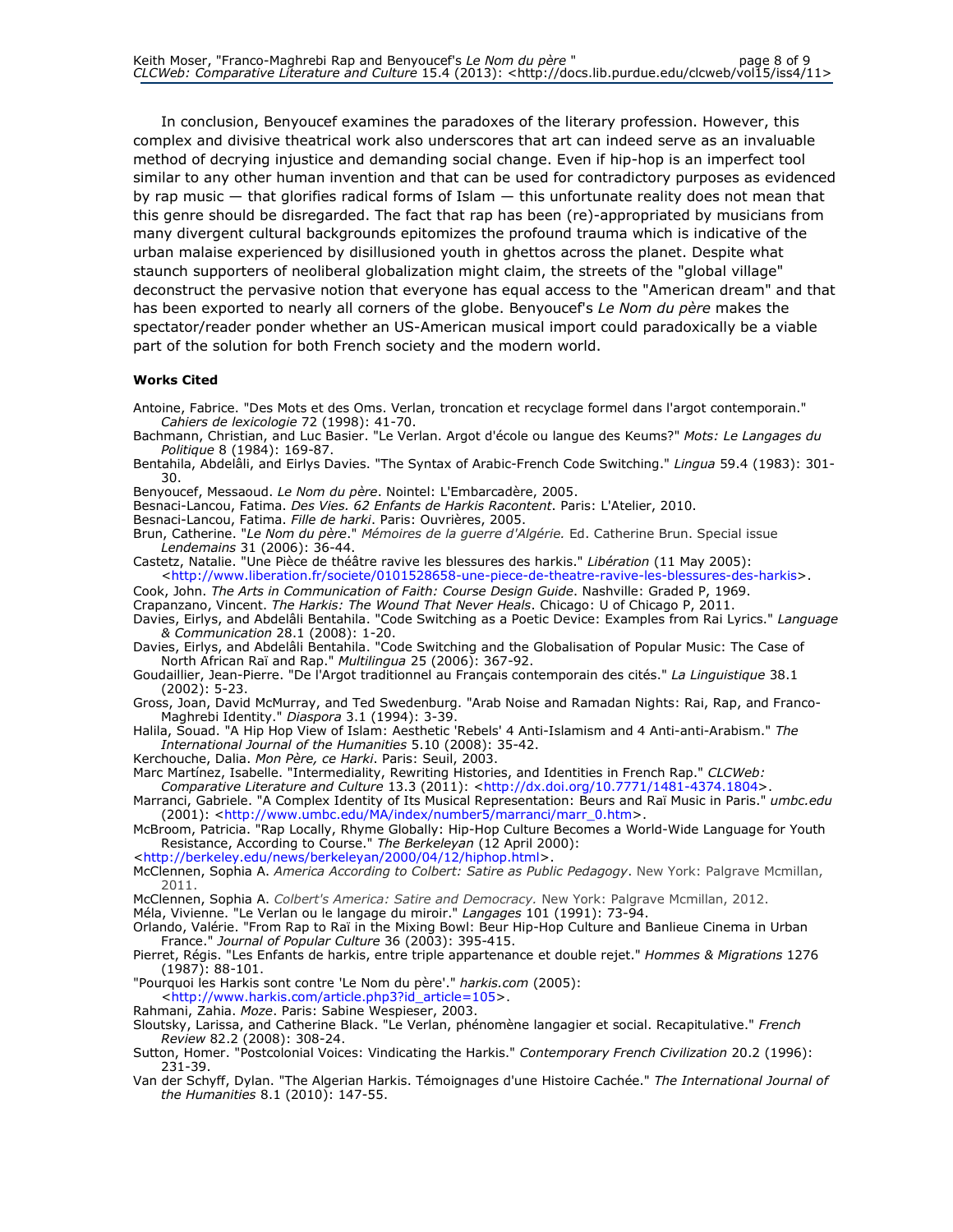In conclusion, Benyoucef examines the paradoxes of the literary profession. However, this complex and divisive theatrical work also underscores that art can indeed serve as an invaluable method of decrying injustice and demanding social change. Even if hip-hop is an imperfect tool similar to any other human invention and that can be used for contradictory purposes as evidenced by rap music — that glorifies radical forms of Islam — this unfortunate reality does not mean that this genre should be disregarded. The fact that rap has been (re)-appropriated by musicians from many divergent cultural backgrounds epitomizes the profound trauma which is indicative of the urban malaise experienced by disillusioned youth in ghettos across the planet. Despite what staunch supporters of neoliberal globalization might claim, the streets of the "global village" deconstruct the pervasive notion that everyone has equal access to the "American dream" and that has been exported to nearly all corners of the globe. Benyoucef's *Le Nom du père* makes the spectator/reader ponder whether an US-American musical import could paradoxically be a viable part of the solution for both French society and the modern world.

**Works Cited**

Antoine, Fabrice. "Des Mots et des Oms. Verlan, troncation et recyclage formel dans l'argot contemporain." *Cahiers de lexicologie* 72 (1998): 41-70.

Bachmann, Christian, and Luc Basier. "Le Verlan. Argot d'école ou langue des Keums?" *Mots: Le Langages du Politique* 8 (1984): 169-87.

Bentahila, Abdelâli, and Eirlys Davies. "The Syntax of Arabic-French Code Switching." *Lingua* 59.4 (1983): 301-30.

Benyoucef, Messaoud. *Le Nom du père*. Nointel: L'Embarcadère, 2005.

Besnaci-Lancou, Fatima. *Des Vies. 62 Enfants de Harkis Racontent*. Paris: L'Atelier, 2010.

Besnaci-Lancou, Fatima. *Fille de harki*. Paris: Ouvrières, 2005.

Brun, Catherine. "*Le Nom du père*." *Mémoires de la guerre d'Algérie.* Ed. Catherine Brun. Special issue *Lendemains* 31 (2006): 36-44.

Castetz, Natalie. "Une Pièce de théâtre ravive les blessures des harkis." *Libération* (11 May 2005): <http://www.liberation.fr/societe/0101528658-une-piece-de-theatre-ravive-les-blessures-des-harkis>.

Cook, John. *The Arts in Communication of Faith: Course Design Guide*. Nashville: Graded P, 1969.

Crapanzano, Vincent. *The Harkis: The Wound That Never Heals*. Chicago: U of Chicago P, 2011.

Davies, Eirlys, and Abdelâli Bentahila. "Code Switching as a Poetic Device: Examples from Rai Lyrics." *Language & Communication* 28.1 (2008): 1-20.

Davies, Eirlys, and Abdelâli Bentahila. "Code Switching and the Globalisation of Popular Music: The Case of North African Raï and Rap." *Multilingua* 25 (2006): 367-92.

Goudaillier, Jean-Pierre. "De l'Argot traditionnel au Français contemporain des cités." *La Linguistique* 38.1 (2002): 5-23.

Gross, Joan, David McMurray, and Ted Swedenburg. "Arab Noise and Ramadan Nights: Rai, Rap, and Franco-Maghrebi Identity." *Diaspora* 3.1 (1994): 3-39.

Halila, Souad. "A Hip Hop View of Islam: Aesthetic 'Rebels' 4 Anti-Islamism and 4 Anti-anti-Arabism." *The International Journal of the Humanities* 5.10 (2008): 35-42.

Kerchouche, Dalia. *Mon Père, ce Harki*. Paris: Seuil, 2003.

Marc Martínez, Isabelle. "Intermediality, Rewriting Histories, and Identities in French Rap." *CLCWeb: Comparative Literature and Culture* 13.3 (2011): <http://dx.doi.org/10.7771/1481-4374.1804>.

Marranci, Gabriele. "A Complex Identity of Its Musical Representation: Beurs and Raï Music in Paris." *umbc.edu* (2001): <http://www.umbc.edu/MA/index/number5/marranci/marr_0.htm>.

McBroom, Patricia. "Rap Locally, Rhyme Globally: Hip-Hop Culture Becomes a World-Wide Language for Youth Resistance, According to Course." *The Berkeleyan* (12 April 2000): <http://berkeley.edu/news/berkeleyan/2000/04/12/hiphop.html>.

McClennen, Sophia A. *America According to Colbert: Satire as Public Pedagogy*. New York: Palgrave Mcmillan, 2011.

McClennen, Sophia A. *Colbert's America: Satire and Democracy.* New York: Palgrave Mcmillan, 2012.

Méla, Vivienne. "Le Verlan ou le langage du miroir." *Langages* 101 (1991): 73-94.

Orlando, Valérie. "From Rap to Raï in the Mixing Bowl: Beur Hip-Hop Culture and Banlieue Cinema in Urban France." *Journal of Popular Culture* 36 (2003): 395-415.

Pierret, Régis. "Les Enfants de harkis, entre triple appartenance et double rejet." *Hommes & Migrations* 1276 (1987): 88-101.

"Pourquoi les Harkis sont contre 'Le Nom du père'." *harkis.com* (2005): <http://www.harkis.com/article.php3?id_article=105>.

Rahmani, Zahia. *Moze*. Paris: Sabine Wespieser, 2003.

Sloutsky, Larissa, and Catherine Black. "Le Verlan, phénomène langagier et social. Recapitulative." *French Review* 82.2 (2008): 308-24.

Sutton, Homer. "Postcolonial Voices: Vindicating the Harkis." *Contemporary French Civilization* 20.2 (1996): 231-39.

Van der Schyff, Dylan. "The Algerian Harkis. Témoignages d'une Histoire Cachée." *The International Journal of the Humanities* 8.1 (2010): 147-55.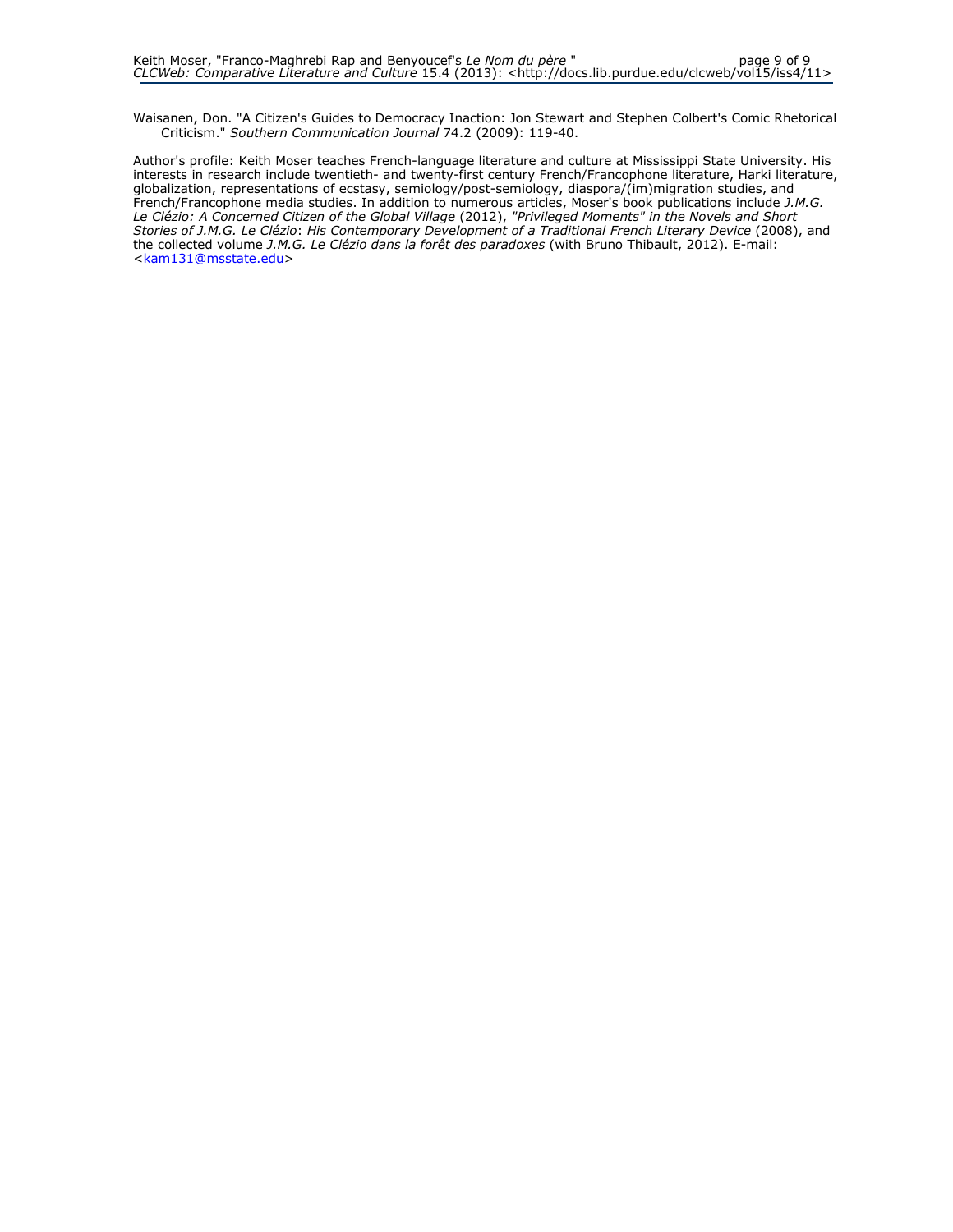Waisanen, Don. "A Citizen's Guides to Democracy Inaction: Jon Stewart and Stephen Colbert's Comic Rhetorical Criticism." *Southern Communication Journal* 74.2 (2009): 119-40.

Author's profile: Keith Moser teaches French-language literature and culture at Mississippi State University. His interests in research include twentieth- and twenty-first century French/Francophone literature, Harki literature, globalization, representations of ecstasy, semiology/post-semiology, diaspora/(im)migration studies, and French/Francophone media studies. In addition to numerous articles, Moser's book publications include *J.M.G. Le Clézio: A Concerned Citizen of the Global Village* (2012), *"Privileged Moments" in the Novels and Short Stories of J.M.G. Le Clézio*: *His Contemporary Development of a Traditional French Literary Device* (2008), and the collected volume *J.M.G. Le Clézio dans la forêt des paradoxes* (with Bruno Thibault, 2012). E-mail: <kam131@msstate.edu>